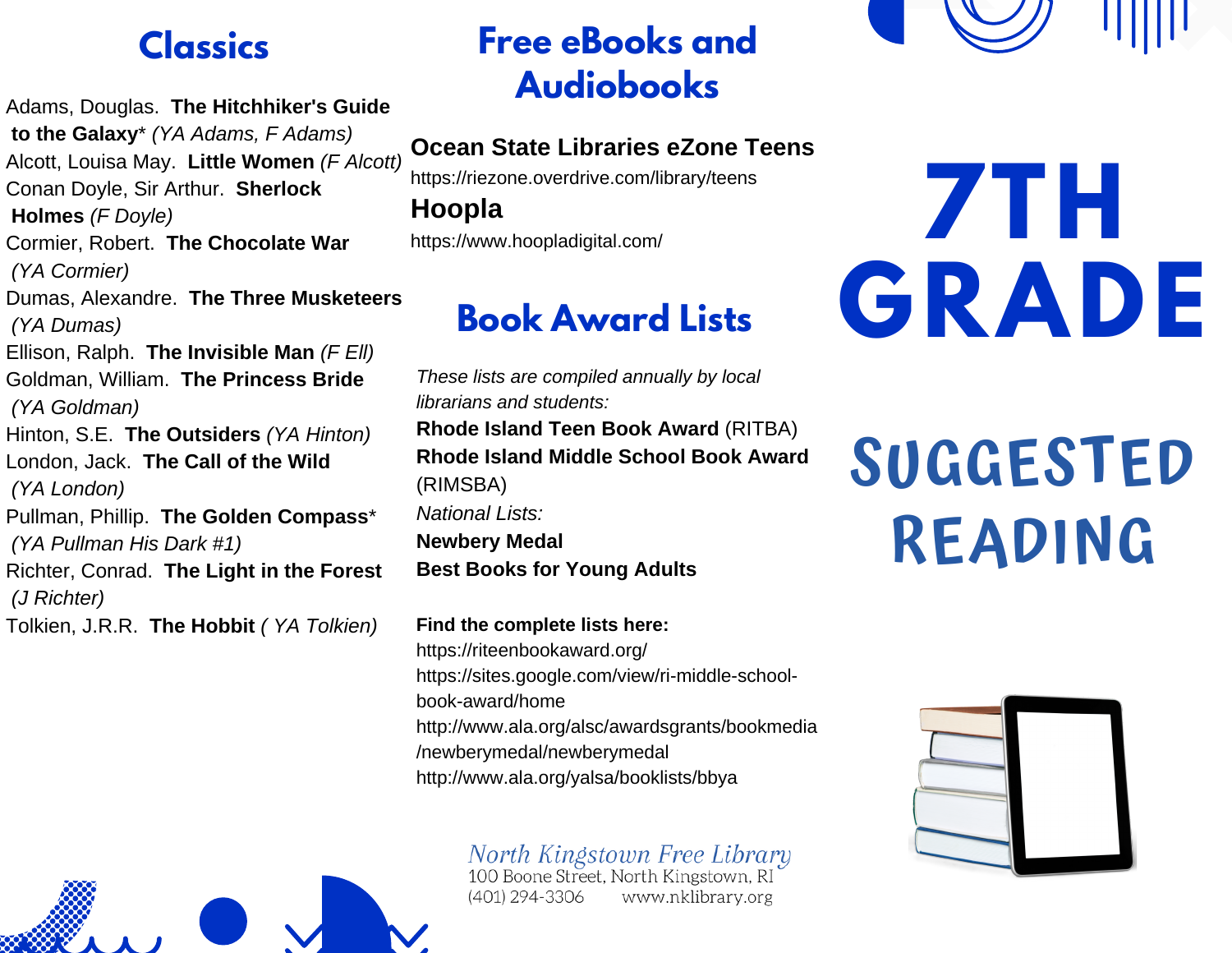# 7TH GRADE

# SUGGESTED READING

## Classics

Adams, Douglas. **The Hitchhiker's Guide to the Galaxy*** *(YA Adams, F Adams)*

Alcott, Louisa May. **Little Women** *(F Alcott)*

Conan Doyle, Sir Arthur. **Sherlock Holmes** *(F Doyle)*

Cormier, Robert. **The Chocolate War** *(YA Cormier)*

Dumas, Alexandre. **The Three Musketeers** *(YA Dumas)*

Ellison, Ralph. **The Invisible Man** *(F Ell)*

Goldman, William. **The Princess Bride** *(YA Goldman)*

Hinton, S.E. **The Outsiders** *(YA Hinton)*

London, Jack. **The Call of the Wild** *(YA London)*

Pullman, Phillip. **The Golden Compass*** *(YA Pullman His Dark #1)*

Richter, Conrad. **The Light in the Forest** *(J Richter)*

Tolkien, J.R.R. **The Hobbit** *( YA Tolkien)*

## Free eBooks and Audiobooks

**Ocean State Libraries eZone Teens**
https://riezone.overdrive.com/library/teens

**Hoopla**
https://www.hoopladigital.com/

## Book Award Lists

*These lists are compiled annually by local librarians and students:*

**Rhode Island Teen Book Award** (RITBA)

**Rhode Island Middle School Book Award** (RIMSBA)

*National Lists:*

**Newbery Medal**

**Best Books for Young Adults**

**Find the complete lists here:**
https://riteenbookaward.org/
https://sites.google.com/view/ri-middle-school-book-award/home
http://www.ala.org/alsc/awardsgrants/bookmedia/newberymedal/newberymedal
http://www.ala.org/yalsa/booklists/bbya

*North Kingstown Free Library*
100 Boone Street, North Kingstown, RI
(401) 294-3306 www.nklibrary.org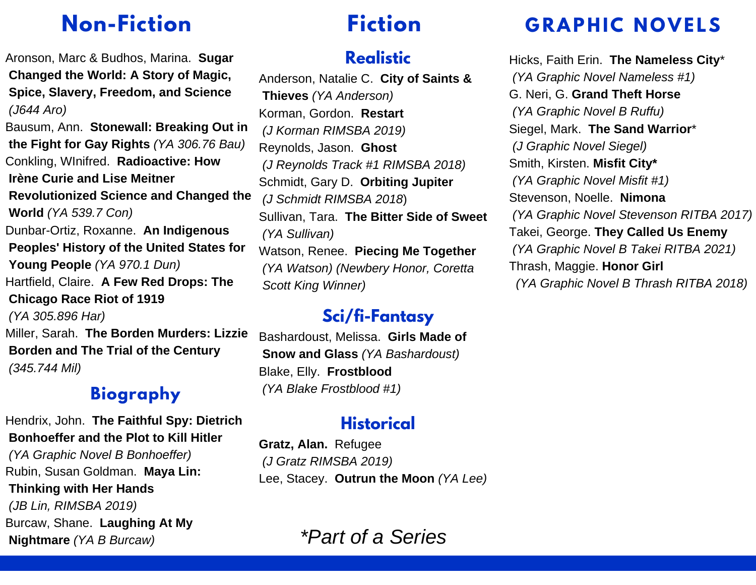# Non-Fiction

Aronson, Marc & Budhos, Marina. **Sugar Changed the World: A Story of Magic, Spice, Slavery, Freedom, and Science** *(J644 Aro)*

Bausum, Ann. **Stonewall: Breaking Out in the Fight for Gay Rights** *(YA 306.76 Bau)*

Conkling, WInifred. **Radioactive: How Irène Curie and Lise Meitner Revolutionized Science and Changed the World** *(YA 539.7 Con)*

Dunbar-Ortiz, Roxanne. **An Indigenous Peoples' History of the United States for Young People** *(YA 970.1 Dun)*

Hartfield, Claire. **A Few Red Drops: The Chicago Race Riot of 1919** *(YA 305.896 Har)*

Miller, Sarah. **The Borden Murders: Lizzie Borden and The Trial of the Century** *(345.744 Mil)*

## Biography

Hendrix, John. **The Faithful Spy: Dietrich Bonhoeffer and the Plot to Kill Hitler** *(YA Graphic Novel B Bonhoeffer)*

Rubin, Susan Goldman. **Maya Lin: Thinking with Her Hands** *(JB Lin, RIMSBA 2019)*

Burcaw, Shane. **Laughing At My Nightmare** *(YA B Burcaw)*

# Fiction

## Realistic

Anderson, Natalie C. **City of Saints & Thieves** *(YA Anderson)*

Korman, Gordon. **Restart** *(J Korman RIMSBA 2019)*

Reynolds, Jason. **Ghost** *(J Reynolds Track #1 RIMSBA 2018)*

Schmidt, Gary D. **Orbiting Jupiter** *(J Schmidt RIMSBA 2018)*

Sullivan, Tara. **The Bitter Side of Sweet** *(YA Sullivan)*

Watson, Renee. **Piecing Me Together** *(YA Watson) (Newbery Honor, Coretta Scott King Winner)*

## Sci/fi-Fantasy

Bashardoust, Melissa. **Girls Made of Snow and Glass** *(YA Bashardoust)*

Blake, Elly. **Frostblood** *(YA Blake Frostblood #1)*

## Historical

**Gratz, Alan.** Refugee *(J Gratz RIMSBA 2019)*

Lee, Stacey. **Outrun the Moon** *(YA Lee)*

*\*Part of a Series*

# GRAPHIC NOVELS

Hicks, Faith Erin. **The Nameless City**\* *(YA Graphic Novel Nameless #1)*

G. Neri, G. **Grand Theft Horse** *(YA Graphic Novel B Ruffu)*

Siegel, Mark. **The Sand Warrior**\* *(J Graphic Novel Siegel)*

Smith, Kirsten. **Misfit City\*** *(YA Graphic Novel Misfit #1)*

Stevenson, Noelle. **Nimona** *(YA Graphic Novel Stevenson RITBA 2017)*

Takei, George. **They Called Us Enemy** *(YA Graphic Novel B Takei RITBA 2021)*

Thrash, Maggie. **Honor Girl** *(YA Graphic Novel B Thrash RITBA 2018)*